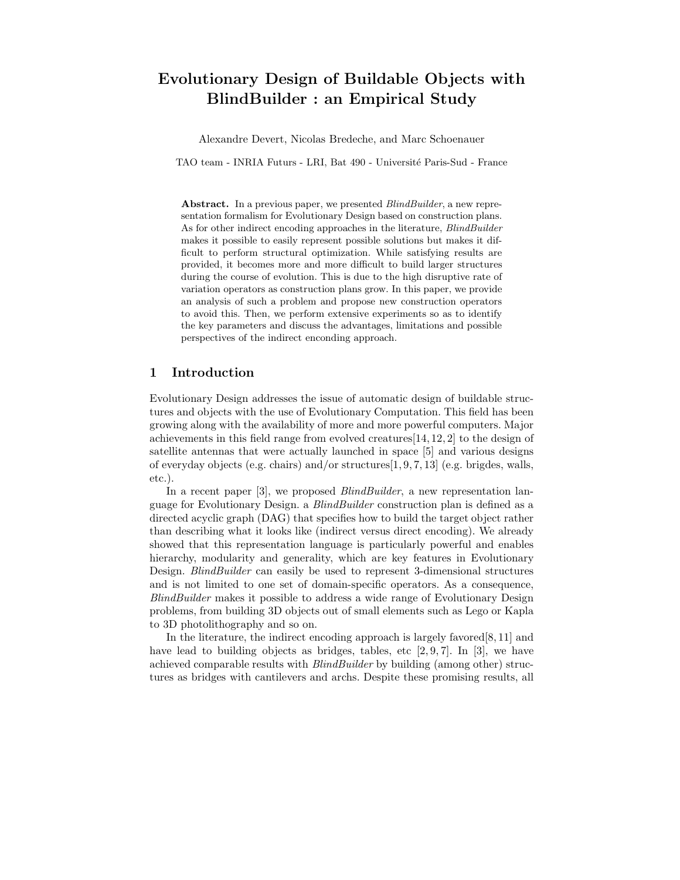# Evolutionary Design of Buildable Objects with BlindBuilder : an Empirical Study

Alexandre Devert, Nicolas Bredeche, and Marc Schoenauer

TAO team - INRIA Futurs - LRI, Bat 490 - Université Paris-Sud - France

**Abstract.** In a previous paper, we presented *BlindBuilder*, a new representation formalism for Evolutionary Design based on construction plans. As for other indirect encoding approaches in the literature, *BlindBuilder* makes it possible to easily represent possible solutions but makes it difficult to perform structural optimization. While satisfying results are provided, it becomes more and more difficult to build larger structures during the course of evolution. This is due to the high disruptive rate of variation operators as construction plans grow. In this paper, we provide an analysis of such a problem and propose new construction operators to avoid this. Then, we perform extensive experiments so as to identify the key parameters and discuss the advantages, limitations and possible perspectives of the indirect enconding approach.

## 1 Introduction

Evolutionary Design addresses the issue of automatic design of buildable structures and objects with the use of Evolutionary Computation. This field has been growing along with the availability of more and more powerful computers. Major achievements in this field range from evolved creatures[14, 12, 2] to the design of satellite antennas that were actually launched in space [5] and various designs of everyday objects (e.g. chairs) and/or structures[1, 9, 7, 13] (e.g. brigdes, walls, etc.).

In a recent paper [3], we proposed *BlindBuilder*, a new representation language for Evolutionary Design. a *BlindBuilder* construction plan is defined as a directed acyclic graph (DAG) that specifies how to build the target object rather than describing what it looks like (indirect versus direct encoding). We already showed that this representation language is particularly powerful and enables hierarchy, modularity and generality, which are key features in Evolutionary Design. *BlindBuilder* can easily be used to represent 3-dimensional structures and is not limited to one set of domain-specific operators. As a consequence, *BlindBuilder* makes it possible to address a wide range of Evolutionary Design problems, from building 3D objects out of small elements such as Lego or Kapla to 3D photolithography and so on.

In the literature, the indirect encoding approach is largely favored[8, 11] and have lead to building objects as bridges, tables, etc [2, 9, 7]. In [3], we have achieved comparable results with *BlindBuilder* by building (among other) structures as bridges with cantilevers and archs. Despite these promising results, all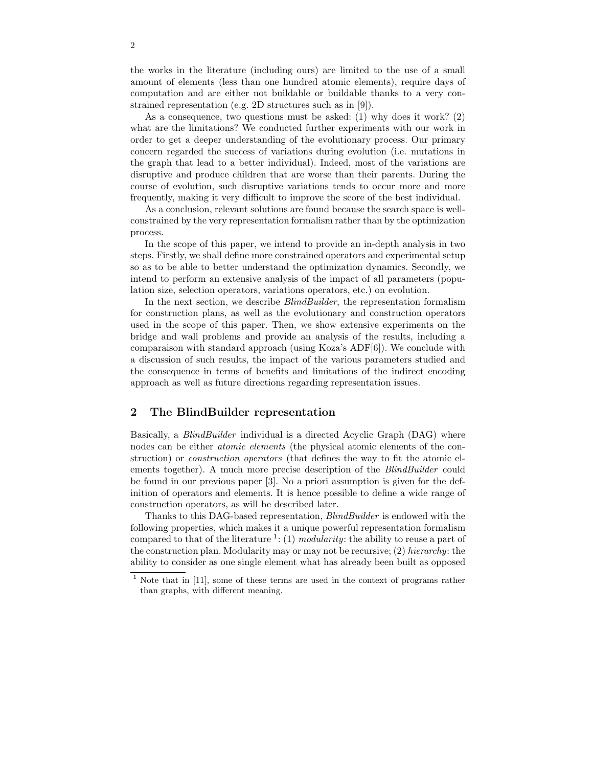the works in the literature (including ours) are limited to the use of a small amount of elements (less than one hundred atomic elements), require days of computation and are either not buildable or buildable thanks to a very constrained representation (e.g. 2D structures such as in [9]).

As a consequence, two questions must be asked: (1) why does it work? (2) what are the limitations? We conducted further experiments with our work in order to get a deeper understanding of the evolutionary process. Our primary concern regarded the success of variations during evolution (i.e. mutations in the graph that lead to a better individual). Indeed, most of the variations are disruptive and produce children that are worse than their parents. During the course of evolution, such disruptive variations tends to occur more and more frequently, making it very difficult to improve the score of the best individual.

As a conclusion, relevant solutions are found because the search space is well-constrained by the very representation formalism rather than by the optimization process.

In the scope of this paper, we intend to provide an in-depth analysis in two steps. Firstly, we shall define more constrained operators and experimental setup so as to be able to better understand the optimization dynamics. Secondly, we intend to perform an extensive analysis of the impact of all parameters (population size, selection operators, variations operators, etc.) on evolution.

In the next section, we describe *BlindBuilder*, the representation formalism for construction plans, as well as the evolutionary and construction operators used in the scope of this paper. Then, we show extensive experiments on the bridge and wall problems and provide an analysis of the results, including a comparaison with standard approach (using Koza's ADF[6]). We conclude with a discussion of such results, the impact of the various parameters studied and the consequence in terms of benefits and limitations of the indirect encoding approach as well as future directions regarding representation issues.

## 2 The BlindBuilder representation

Basically, a *BlindBuilder* individual is a directed Acyclic Graph (DAG) where nodes can be either *atomic elements* (the physical atomic elements of the construction) or *construction operators* (that defines the way to fit the atomic elements together). A much more precise description of the *BlindBuilder* could be found in our previous paper [3]. No a priori assumption is given for the definition of operators and elements. It is hence possible to define a wide range of construction operators, as will be described later.

Thanks to this DAG-based representation, *BlindBuilder* is endowed with the following properties, which makes it a unique powerful representation formalism compared to that of the literature [1]: (1) *modularity*: the ability to reuse a part of the construction plan. Modularity may or may not be recursive; (2) *hierarchy*: the ability to consider as one single element what has already been built as opposed

[1] Note that in [11], some of these terms are used in the context of programs rather than graphs, with different meaning.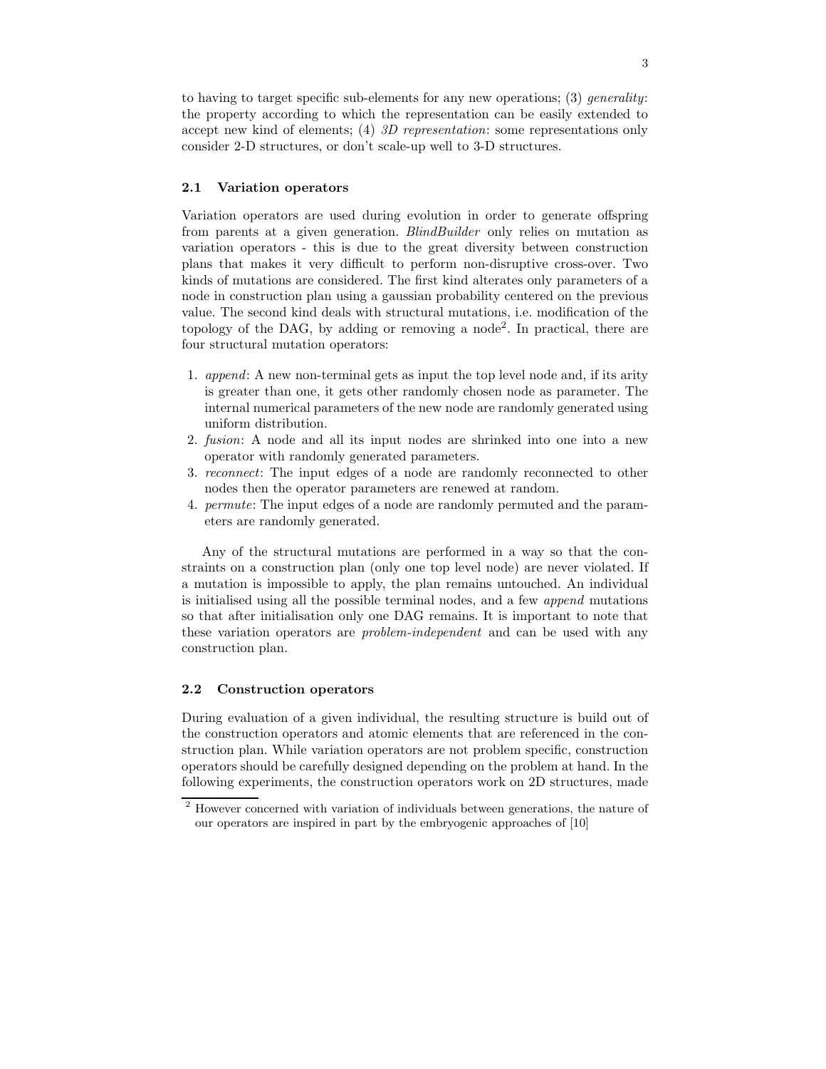to having to target specific sub-elements for any new operations; (3) *generality*: the property according to which the representation can be easily extended to accept new kind of elements; (4) *3D representation*: some representations only consider 2-D structures, or don't scale-up well to 3-D structures.

### 2.1 Variation operators

Variation operators are used during evolution in order to generate offspring from parents at a given generation. *BlindBuilder* only relies on mutation as variation operators - this is due to the great diversity between construction plans that makes it very difficult to perform non-disruptive cross-over. Two kinds of mutations are considered. The first kind alterates only parameters of a node in construction plan using a gaussian probability centered on the previous value. The second kind deals with structural mutations, i.e. modification of the topology of the DAG, by adding or removing a node[2]. In practical, there are four structural mutation operators:

1. *append*: A new non-terminal gets as input the top level node and, if its arity is greater than one, it gets other randomly chosen node as parameter. The internal numerical parameters of the new node are randomly generated using uniform distribution.
2. *fusion*: A node and all its input nodes are shrinked into one into a new operator with randomly generated parameters.
3. *reconnect*: The input edges of a node are randomly reconnected to other nodes then the operator parameters are renewed at random.
4. *permute*: The input edges of a node are randomly permuted and the parameters are randomly generated.

Any of the structural mutations are performed in a way so that the constraints on a construction plan (only one top level node) are never violated. If a mutation is impossible to apply, the plan remains untouched. An individual is initialised using all the possible terminal nodes, and a few *append* mutations so that after initialisation only one DAG remains. It is important to note that these variation operators are *problem-independent* and can be used with any construction plan.

### 2.2 Construction operators

During evaluation of a given individual, the resulting structure is build out of the construction operators and atomic elements that are referenced in the construction plan. While variation operators are not problem specific, construction operators should be carefully designed depending on the problem at hand. In the following experiments, the construction operators work on 2D structures, made

[2] However concerned with variation of individuals between generations, the nature of our operators are inspired in part by the embryogenic approaches of [10]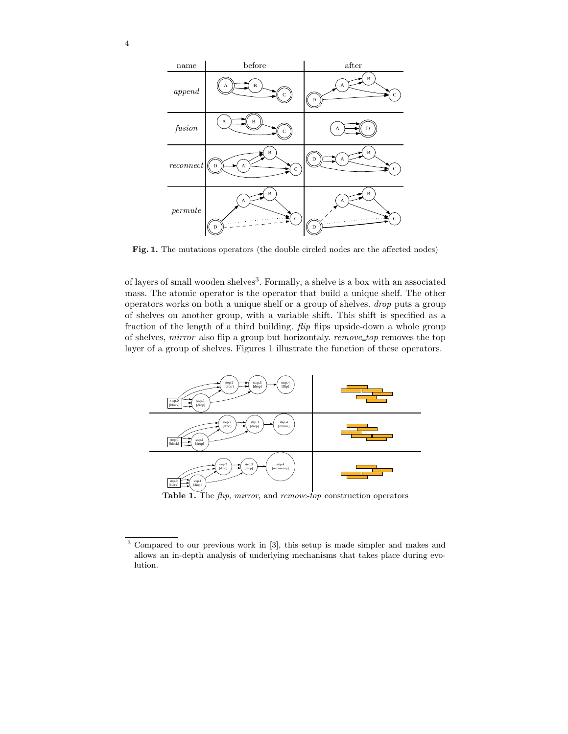**Fig. 1.** The mutations operators (the double circled nodes are the affected nodes)

of layers of small wooden shelves[3]. Formally, a shelve is a box with an associated mass. The atomic operator is the operator that build a unique shelf. The other operators works on both a unique shelf or a group of shelves. *drop* puts a group of shelves on another group, with a variable shift. This shift is specified as a fraction of the length of a third building. *flip* flips upside-down a whole group of shelves, *mirror* also flip a group but horizontaly. *remove_top* removes the top layer of a group of shelves. Figures 1 illustrate the function of these operators.

**Table 1.** The *flip*, *mirror*, and *remove-top* construction operators

[3] Compared to our previous work in [3], this setup is made simpler and makes and allows an in-depth analysis of underlying mechanisms that takes place during evolution.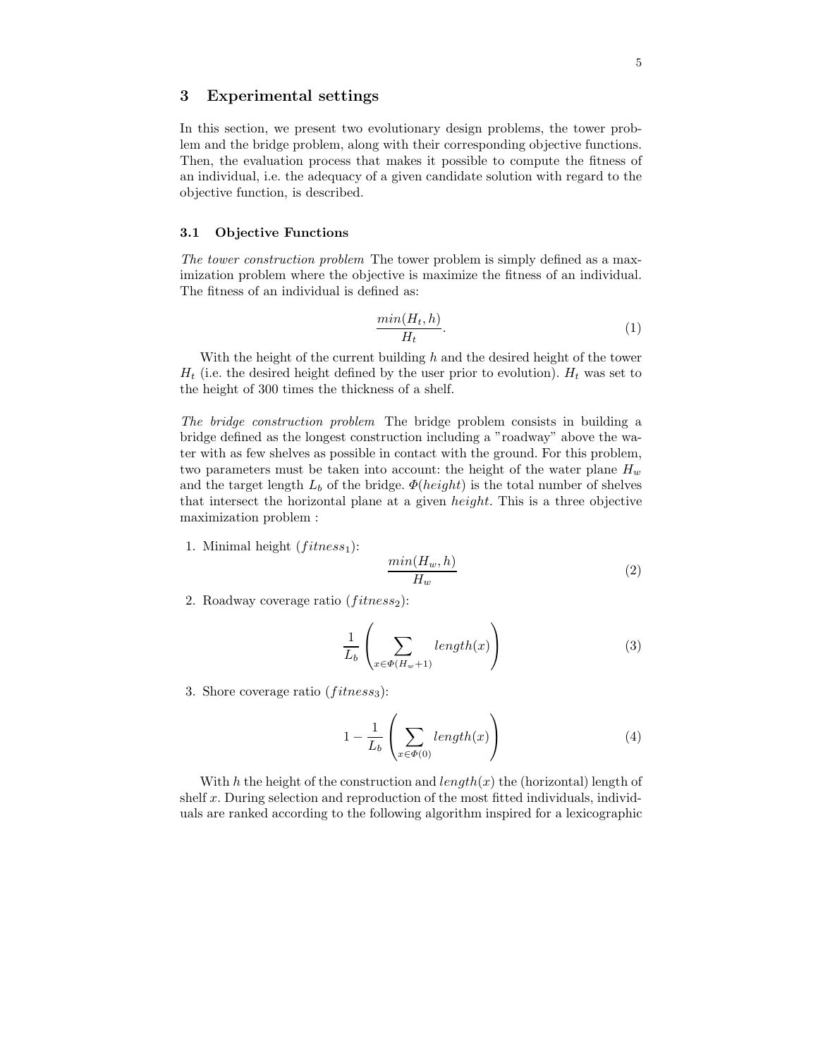## 3 Experimental settings

In this section, we present two evolutionary design problems, the tower problem and the bridge problem, along with their corresponding objective functions. Then, the evaluation process that makes it possible to compute the fitness of an individual, i.e. the adequacy of a given candidate solution with regard to the objective function, is described.

### 3.1 Objective Functions

*The tower construction problem* The tower problem is simply defined as a maximization problem where the objective is maximize the fitness of an individual. The fitness of an individual is defined as:

$$\frac{min(H_t, h)}{H_t}. \tag{1}$$

With the height of the current building $h$ and the desired height of the tower $H_t$ (i.e. the desired height defined by the user prior to evolution). $H_t$ was set to the height of 300 times the thickness of a shelf.

*The bridge construction problem* The bridge problem consists in building a bridge defined as the longest construction including a "roadway" above the water with as few shelves as possible in contact with the ground. For this problem, two parameters must be taken into account: the height of the water plane $H_w$ and the target length $L_b$ of the bridge. $\Phi(height)$ is the total number of shelves that intersect the horizontal plane at a given *height*. This is a three objective maximization problem :

1. Minimal height ($fitness_1$):
$$\frac{min(H_w, h)}{H_w} \tag{2}$$
2. Roadway coverage ratio ($fitness_2$):
$$\frac{1}{L_b}\left(\sum_{x \in \Phi(H_w+1)} length(x)\right) \tag{3}$$
3. Shore coverage ratio ($fitness_3$):
$$1 - \frac{1}{L_b}\left(\sum_{x \in \Phi(0)} length(x)\right) \tag{4}$$

With $h$ the height of the construction and $length(x)$ the (horizontal) length of shelf $x$. During selection and reproduction of the most fitted individuals, individuals are ranked according to the following algorithm inspired for a lexicographic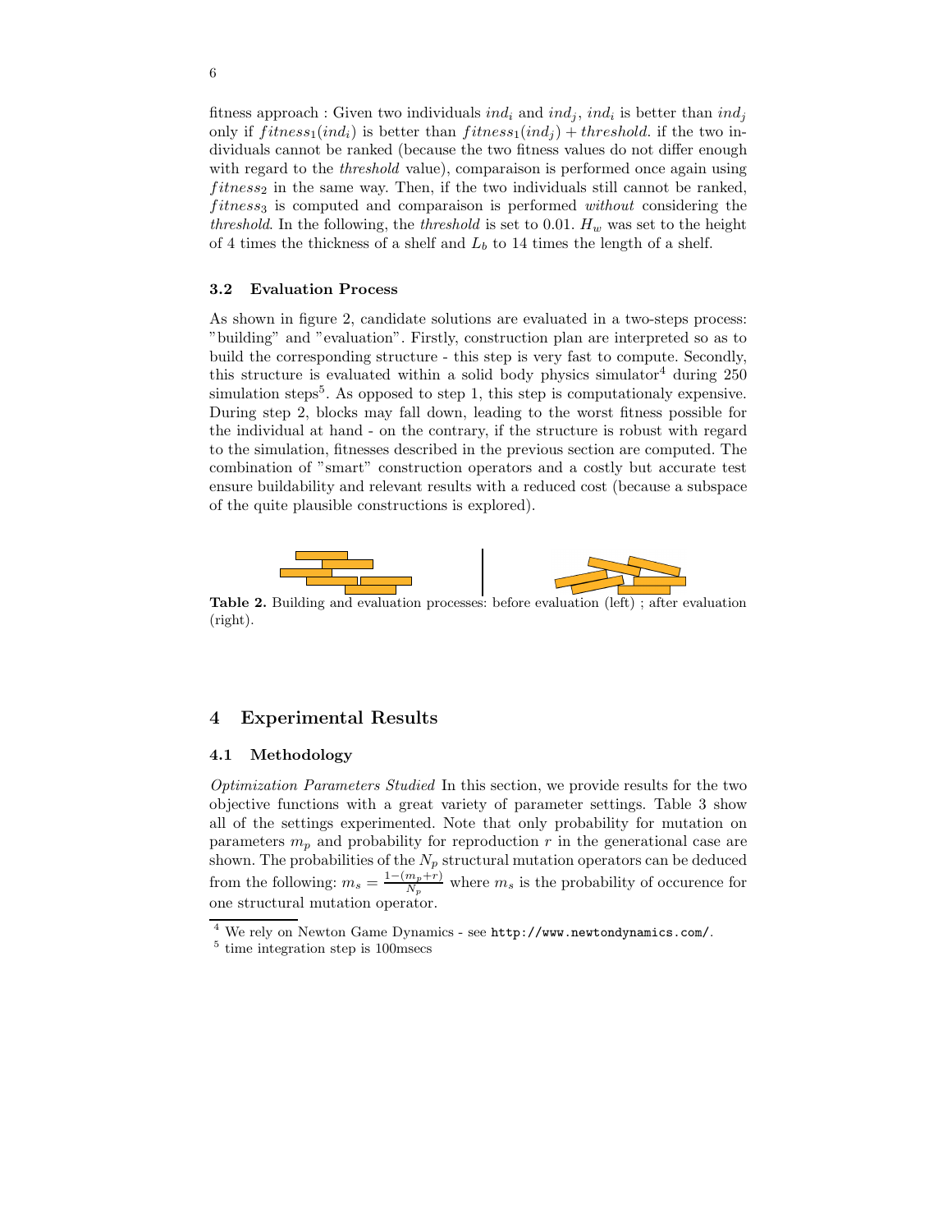fitness approach : Given two individuals $ind_i$ and $ind_j$, $ind_i$ is better than $ind_j$ only if $fitness_1(ind_i)$ is better than $fitness_1(ind_j) + threshold$. if the two individuals cannot be ranked (because the two fitness values do not differ enough with regard to the *threshold* value), comparaison is performed once again using $fitness_2$ in the same way. Then, if the two individuals still cannot be ranked, $fitness_3$ is computed and comparaison is performed *without* considering the *threshold*. In the following, the *threshold* is set to 0.01. $H_w$ was set to the height of 4 times the thickness of a shelf and $L_b$ to 14 times the length of a shelf.

### 3.2 Evaluation Process

As shown in figure 2, candidate solutions are evaluated in a two-steps process: "building" and "evaluation". Firstly, construction plan are interpreted so as to build the corresponding structure - this step is very fast to compute. Secondly, this structure is evaluated within a solid body physics simulator[4] during 250 simulation steps[5]. As opposed to step 1, this step is computationaly expensive. During step 2, blocks may fall down, leading to the worst fitness possible for the individual at hand - on the contrary, if the structure is robust with regard to the simulation, fitnesses described in the previous section are computed. The combination of "smart" construction operators and a costly but accurate test ensure buildability and relevant results with a reduced cost (because a subspace of the quite plausible constructions is explored).

**Table 2.** Building and evaluation processes: before evaluation (left) ; after evaluation (right).

## 4 Experimental Results

### 4.1 Methodology

*Optimization Parameters Studied* In this section, we provide results for the two objective functions with a great variety of parameter settings. Table 3 show all of the settings experimented. Note that only probability for mutation on parameters $m_p$ and probability for reproduction $r$ in the generational case are shown. The probabilities of the $N_p$ structural mutation operators can be deduced from the following: $m_s = \frac{1-(m_p+r)}{N_p}$ where $m_s$ is the probability of occurence for one structural mutation operator.

[4] We rely on Newton Game Dynamics - see http://www.newtondynamics.com/.

[5] time integration step is 100msecs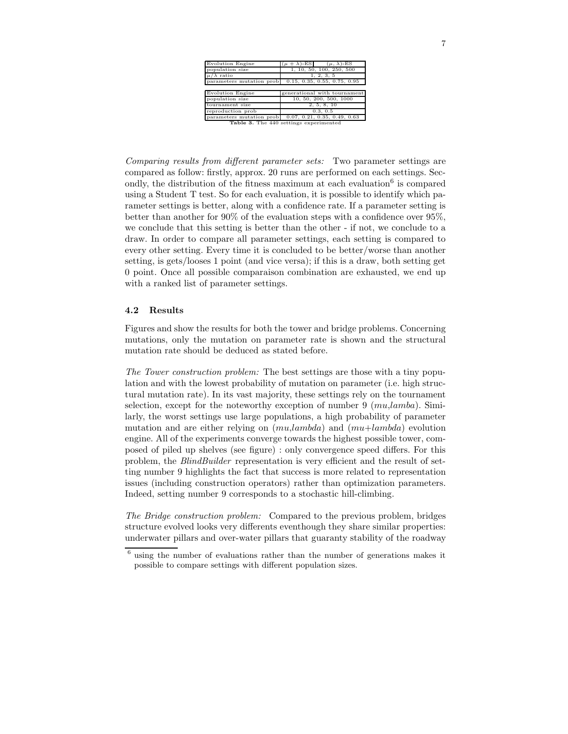| Evolution Engine | $(\mu + \lambda)$-ES | $(\mu, \lambda)$-ES |
| --- | --- | --- |
| population size | 1, 10, 50, 100, 250, 500 | |
| $\mu/\lambda$ ratio | 1, 2, 3, 5 | |
| parameters mutation prob | 0.15, 0.35, 0.55, 0.75, 0.95 | |

| Evolution Engine | generational with tournament |
| --- | --- |
| population size | 10, 50, 200, 500, 1000 |
| tournament size | 2, 5, 8, 10 |
| reproduction prob | 0.3, 0.5 |
| parameters mutation prob | 0.07, 0.21, 0.35, 0.49, 0.63 |

**Table 3.** The 440 settings experimented

*Comparing results from different parameter sets:* Two parameter settings are compared as follow: firstly, approx. 20 runs are performed on each settings. Secondly, the distribution of the fitness maximum at each evaluation[6] is compared using a Student T test. So for each evaluation, it is possible to identify which parameter settings is better, along with a confidence rate. If a parameter setting is better than another for 90% of the evaluation steps with a confidence over 95%, we conclude that this setting is better than the other - if not, we conclude to a draw. In order to compare all parameter settings, each setting is compared to every other setting. Every time it is concluded to be better/worse than another setting, is gets/looses 1 point (and vice versa); if this is a draw, both setting get 0 point. Once all possible comparaison combination are exhausted, we end up with a ranked list of parameter settings.

### 4.2 Results

Figures and show the results for both the tower and bridge problems. Concerning mutations, only the mutation on parameter rate is shown and the structural mutation rate should be deduced as stated before.

*The Tower construction problem:* The best settings are those with a tiny population and with the lowest probability of mutation on parameter (i.e. high structural mutation rate). In its vast majority, these settings rely on the tournament selection, except for the noteworthy exception of number 9 (*mu*,*lamba*). Similarly, the worst settings use large populations, a high probability of parameter mutation and are either relying on (*mu*,*lambda*) and (*mu*+*lambda*) evolution engine. All of the experiments converge towards the highest possible tower, composed of piled up shelves (see figure) : only convergence speed differs. For this problem, the *BlindBuilder* representation is very efficient and the result of setting number 9 highlights the fact that success is more related to representation issues (including construction operators) rather than optimization parameters. Indeed, setting number 9 corresponds to a stochastic hill-climbing.

*The Bridge construction problem:* Compared to the previous problem, bridges structure evolved looks very differents eventhough they share similar properties: underwater pillars and over-water pillars that guaranty stability of the roadway

[6] using the number of evaluations rather than the number of generations makes it possible to compare settings with different population sizes.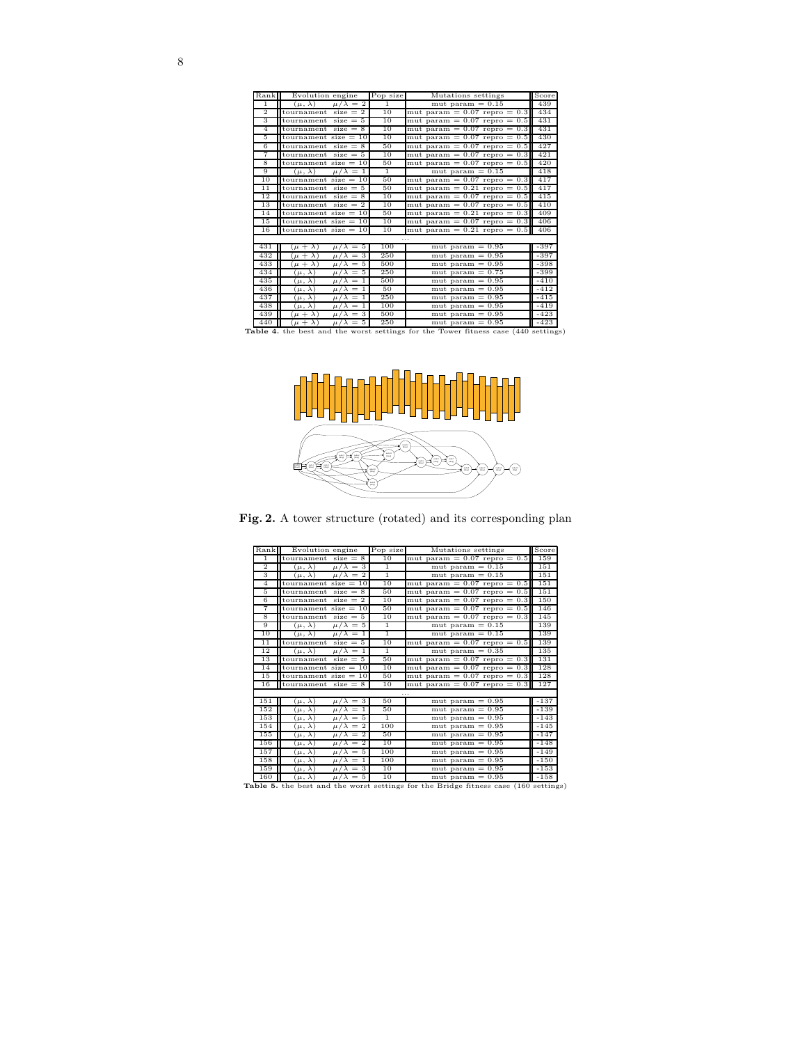| Rank | Evolution engine | | Pop size | Mutations settings | Score |
|---|---|---|---|---|---|
| 1 | $(\mu, \lambda)$ | $\mu/\lambda = 2$ | 1 | mut param = 0.15 | 439 |
| 2 | tournament | size = 2 | 10 | mut param = 0.07 repro = 0.3 | 434 |
| 3 | tournament | size = 5 | 10 | mut param = 0.07 repro = 0.5 | 431 |
| 4 | tournament | size = 8 | 10 | mut param = 0.07 repro = 0.3 | 431 |
| 5 | tournament | size = 10 | 10 | mut param = 0.07 repro = 0.5 | 430 |
| 6 | tournament | size = 8 | 50 | mut param = 0.07 repro = 0.5 | 427 |
| 7 | tournament | size = 5 | 10 | mut param = 0.07 repro = 0.3 | 421 |
| 8 | tournament | size = 10 | 50 | mut param = 0.07 repro = 0.5 | 420 |
| 9 | $(\mu, \lambda)$ | $\mu/\lambda = 1$ | 1 | mut param = 0.15 | 418 |
| 10 | tournament | size = 10 | 50 | mut param = 0.07 repro = 0.3 | 417 |
| 11 | tournament | size = 5 | 50 | mut param = 0.21 repro = 0.5 | 417 |
| 12 | tournament | size = 8 | 10 | mut param = 0.07 repro = 0.5 | 415 |
| 13 | tournament | size = 2 | 10 | mut param = 0.07 repro = 0.5 | 410 |
| 14 | tournament | size = 10 | 50 | mut param = 0.21 repro = 0.3 | 409 |
| 15 | tournament | size = 10 | 10 | mut param = 0.07 repro = 0.3 | 406 |
| 16 | tournament | size = 10 | 10 | mut param = 0.21 repro = 0.5 | 406 |
| ... | | | | | |
| 431 | $(\mu + \lambda)$ | $\mu/\lambda = 5$ | 100 | mut param = 0.95 | -397 |
| 432 | $(\mu + \lambda)$ | $\mu/\lambda = 3$ | 250 | mut param = 0.95 | -397 |
| 433 | $(\mu + \lambda)$ | $\mu/\lambda = 5$ | 500 | mut param = 0.95 | -398 |
| 434 | $(\mu, \lambda)$ | $\mu/\lambda = 5$ | 250 | mut param = 0.75 | -399 |
| 435 | $(\mu, \lambda)$ | $\mu/\lambda = 1$ | 500 | mut param = 0.95 | -410 |
| 436 | $(\mu, \lambda)$ | $\mu/\lambda = 1$ | 50 | mut param = 0.95 | -412 |
| 437 | $(\mu, \lambda)$ | $\mu/\lambda = 1$ | 250 | mut param = 0.95 | -415 |
| 438 | $(\mu, \lambda)$ | $\mu/\lambda = 1$ | 100 | mut param = 0.95 | -419 |
| 439 | $(\mu + \lambda)$ | $\mu/\lambda = 3$ | 500 | mut param = 0.95 | -423 |
| 440 | $(\mu + \lambda)$ | $\mu/\lambda = 5$ | 250 | mut param = 0.95 | -423 |

**Table 4.** the best and the worst settings for the Tower fitness case (440 settings)

**Fig. 2.** A tower structure (rotated) and its corresponding plan

| Rank | Evolution engine | | Pop size | Mutations settings | Score |
|---|---|---|---|---|---|
| 1 | tournament | size = 8 | 10 | mut param = 0.07 repro = 0.5 | 159 |
| 2 | $(\mu, \lambda)$ | $\mu/\lambda = 3$ | 1 | mut param = 0.15 | 151 |
| 3 | $(\mu, \lambda)$ | $\mu/\lambda = 2$ | 1 | mut param = 0.15 | 151 |
| 4 | tournament | size = 10 | 10 | mut param = 0.07 repro = 0.5 | 151 |
| 5 | tournament | size = 8 | 50 | mut param = 0.07 repro = 0.5 | 151 |
| 6 | tournament | size = 2 | 10 | mut param = 0.07 repro = 0.3 | 150 |
| 7 | tournament | size = 10 | 50 | mut param = 0.07 repro = 0.5 | 146 |
| 8 | tournament | size = 5 | 10 | mut param = 0.07 repro = 0.3 | 145 |
| 9 | $(\mu, \lambda)$ | $\mu/\lambda = 5$ | 1 | mut param = 0.15 | 139 |
| 10 | $(\mu, \lambda)$ | $\mu/\lambda = 1$ | 1 | mut param = 0.15 | 139 |
| 11 | tournament | size = 5 | 10 | mut param = 0.07 repro = 0.5 | 139 |
| 12 | $(\mu, \lambda)$ | $\mu/\lambda = 1$ | 1 | mut param = 0.35 | 135 |
| 13 | tournament | size = 5 | 50 | mut param = 0.07 repro = 0.3 | 131 |
| 14 | tournament | size = 10 | 10 | mut param = 0.07 repro = 0.3 | 128 |
| 15 | tournament | size = 10 | 50 | mut param = 0.07 repro = 0.3 | 128 |
| 16 | tournament | size = 8 | 10 | mut param = 0.07 repro = 0.3 | 127 |
| ... | | | | | |
| 151 | $(\mu, \lambda)$ | $\mu/\lambda = 3$ | 50 | mut param = 0.95 | -137 |
| 152 | $(\mu, \lambda)$ | $\mu/\lambda = 1$ | 50 | mut param = 0.95 | -139 |
| 153 | $(\mu, \lambda)$ | $\mu/\lambda = 5$ | 1 | mut param = 0.95 | -143 |
| 154 | $(\mu, \lambda)$ | $\mu/\lambda = 2$ | 100 | mut param = 0.95 | -145 |
| 155 | $(\mu, \lambda)$ | $\mu/\lambda = 2$ | 50 | mut param = 0.95 | -147 |
| 156 | $(\mu, \lambda)$ | $\mu/\lambda = 2$ | 10 | mut param = 0.95 | -148 |
| 157 | $(\mu, \lambda)$ | $\mu/\lambda = 5$ | 100 | mut param = 0.95 | -149 |
| 158 | $(\mu, \lambda)$ | $\mu/\lambda = 1$ | 100 | mut param = 0.95 | -150 |
| 159 | $(\mu, \lambda)$ | $\mu/\lambda = 3$ | 10 | mut param = 0.95 | -153 |
| 160 | $(\mu, \lambda)$ | $\mu/\lambda = 5$ | 10 | mut param = 0.95 | -158 |

**Table 5.** the best and the worst settings for the Bridge fitness case (160 settings)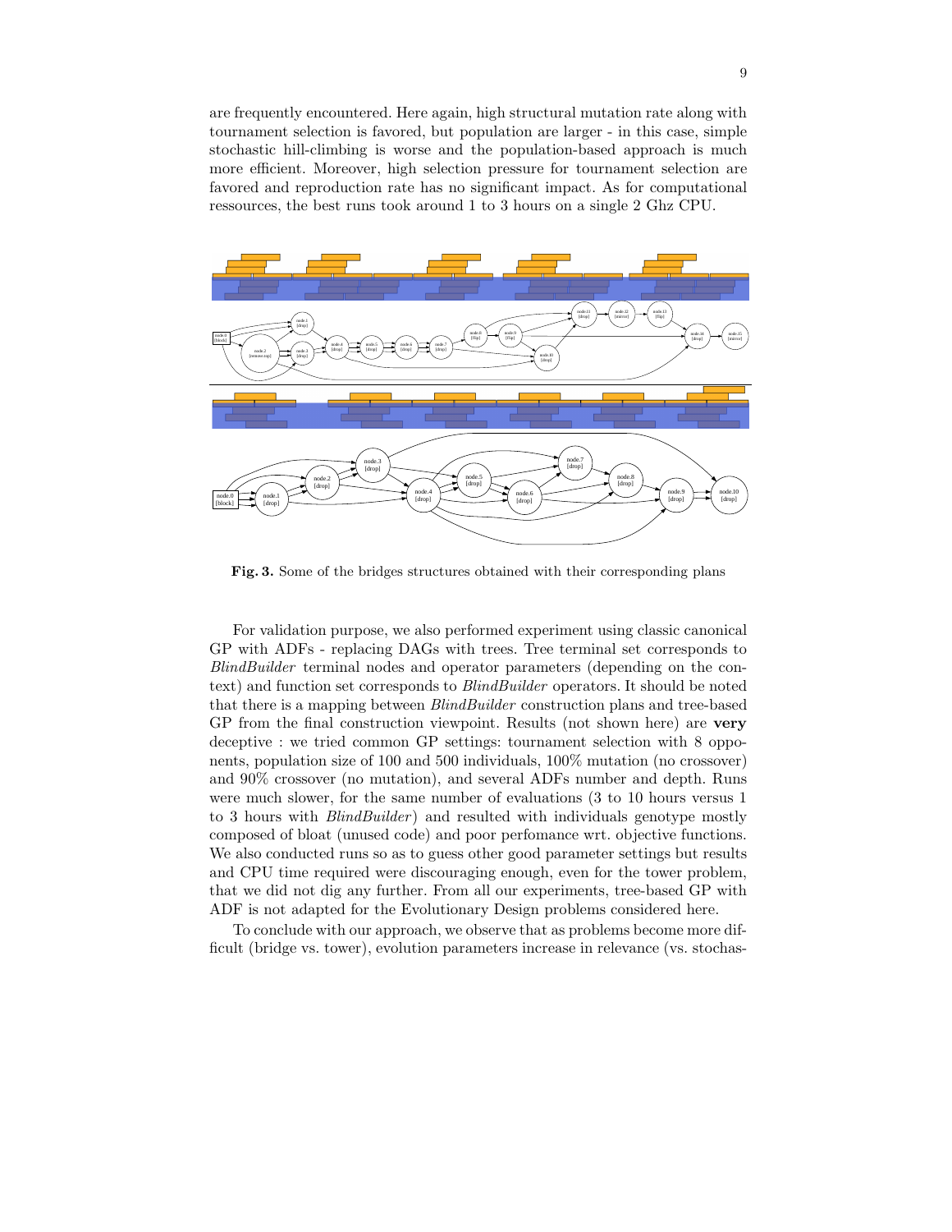are frequently encountered. Here again, high structural mutation rate along with tournament selection is favored, but population are larger - in this case, simple stochastic hill-climbing is worse and the population-based approach is much more efficient. Moreover, high selection pressure for tournament selection are favored and reproduction rate has no significant impact. As for computational ressources, the best runs took around 1 to 3 hours on a single 2 Ghz CPU.

**Fig. 3.** Some of the bridges structures obtained with their corresponding plans

For validation purpose, we also performed experiment using classic canonical GP with ADFs - replacing DAGs with trees. Tree terminal set corresponds to *BlindBuilder* terminal nodes and operator parameters (depending on the context) and function set corresponds to *BlindBuilder* operators. It should be noted that there is a mapping between *BlindBuilder* construction plans and tree-based GP from the final construction viewpoint. Results (not shown here) are **very** deceptive : we tried common GP settings: tournament selection with 8 opponents, population size of 100 and 500 individuals, 100% mutation (no crossover) and 90% crossover (no mutation), and several ADFs number and depth. Runs were much slower, for the same number of evaluations (3 to 10 hours versus 1 to 3 hours with *BlindBuilder*) and resulted with individuals genotype mostly composed of bloat (unused code) and poor perfomance wrt. objective functions. We also conducted runs so as to guess other good parameter settings but results and CPU time required were discouraging enough, even for the tower problem, that we did not dig any further. From all our experiments, tree-based GP with ADF is not adapted for the Evolutionary Design problems considered here.

To conclude with our approach, we observe that as problems become more difficult (bridge vs. tower), evolution parameters increase in relevance (vs. stochas-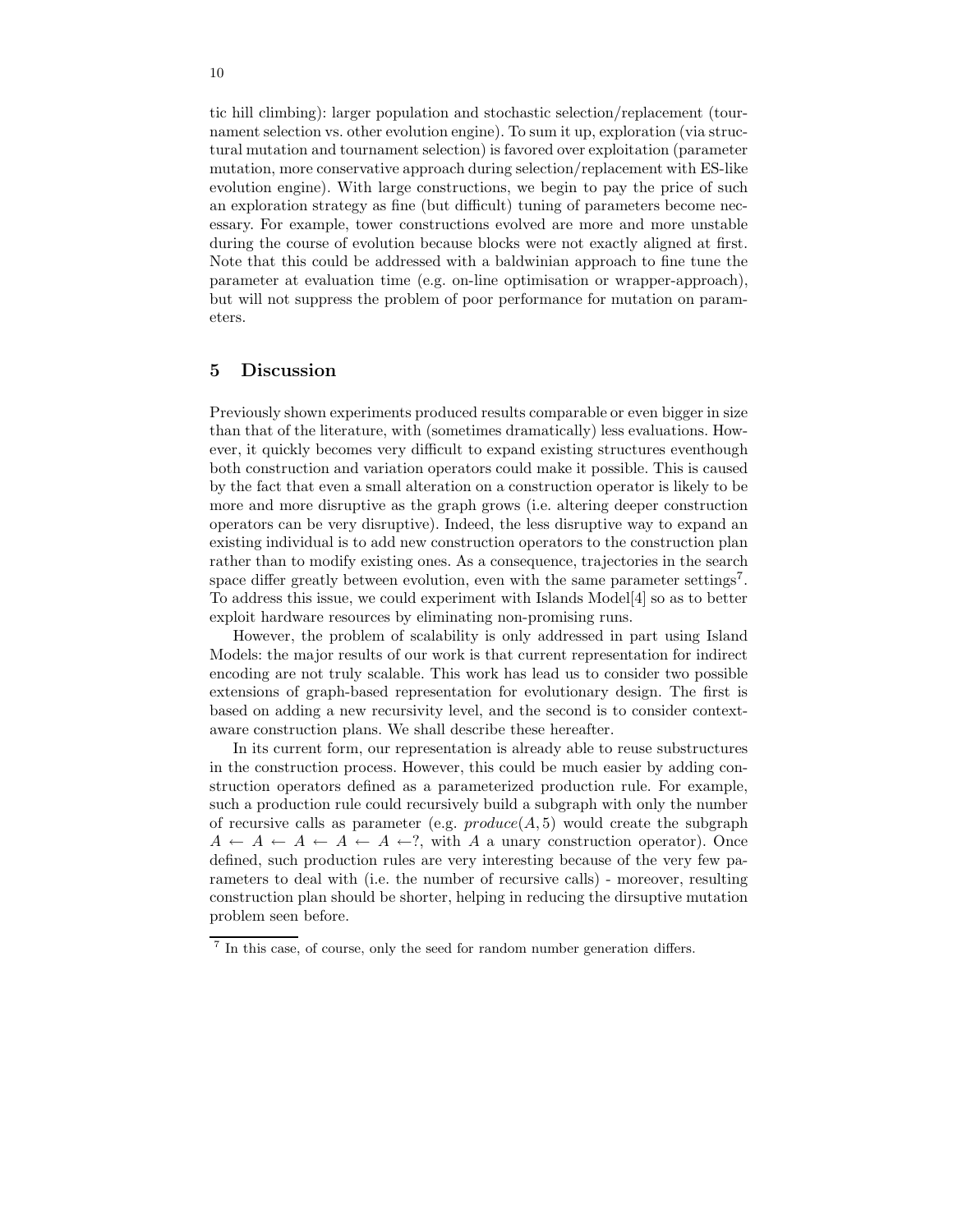tic hill climbing): larger population and stochastic selection/replacement (tournament selection vs. other evolution engine). To sum it up, exploration (via structural mutation and tournament selection) is favored over exploitation (parameter mutation, more conservative approach during selection/replacement with ES-like evolution engine). With large constructions, we begin to pay the price of such an exploration strategy as fine (but difficult) tuning of parameters become necessary. For example, tower constructions evolved are more and more unstable during the course of evolution because blocks were not exactly aligned at first. Note that this could be addressed with a baldwinian approach to fine tune the parameter at evaluation time (e.g. on-line optimisation or wrapper-approach), but will not suppress the problem of poor performance for mutation on parameters.

## 5 Discussion

Previously shown experiments produced results comparable or even bigger in size than that of the literature, with (sometimes dramatically) less evaluations. However, it quickly becomes very difficult to expand existing structures eventhough both construction and variation operators could make it possible. This is caused by the fact that even a small alteration on a construction operator is likely to be more and more disruptive as the graph grows (i.e. altering deeper construction operators can be very disruptive). Indeed, the less disruptive way to expand an existing individual is to add new construction operators to the construction plan rather than to modify existing ones. As a consequence, trajectories in the search space differ greatly between evolution, even with the same parameter settings[7]. To address this issue, we could experiment with Islands Model[4] so as to better exploit hardware resources by eliminating non-promising runs.

However, the problem of scalability is only addressed in part using Island Models: the major results of our work is that current representation for indirect encoding are not truly scalable. This work has lead us to consider two possible extensions of graph-based representation for evolutionary design. The first is based on adding a new recursivity level, and the second is to consider context-aware construction plans. We shall describe these hereafter.

In its current form, our representation is already able to reuse substructures in the construction process. However, this could be much easier by adding construction operators defined as a parameterized production rule. For example, such a production rule could recursively build a subgraph with only the number of recursive calls as parameter (e.g. $produce(A, 5)$ would create the subgraph $A \leftarrow A \leftarrow A \leftarrow A \leftarrow A \leftarrow ?$, with $A$ a unary construction operator). Once defined, such production rules are very interesting because of the very few parameters to deal with (i.e. the number of recursive calls) - moreover, resulting construction plan should be shorter, helping in reducing the dirsuptive mutation problem seen before.

[7] In this case, of course, only the seed for random number generation differs.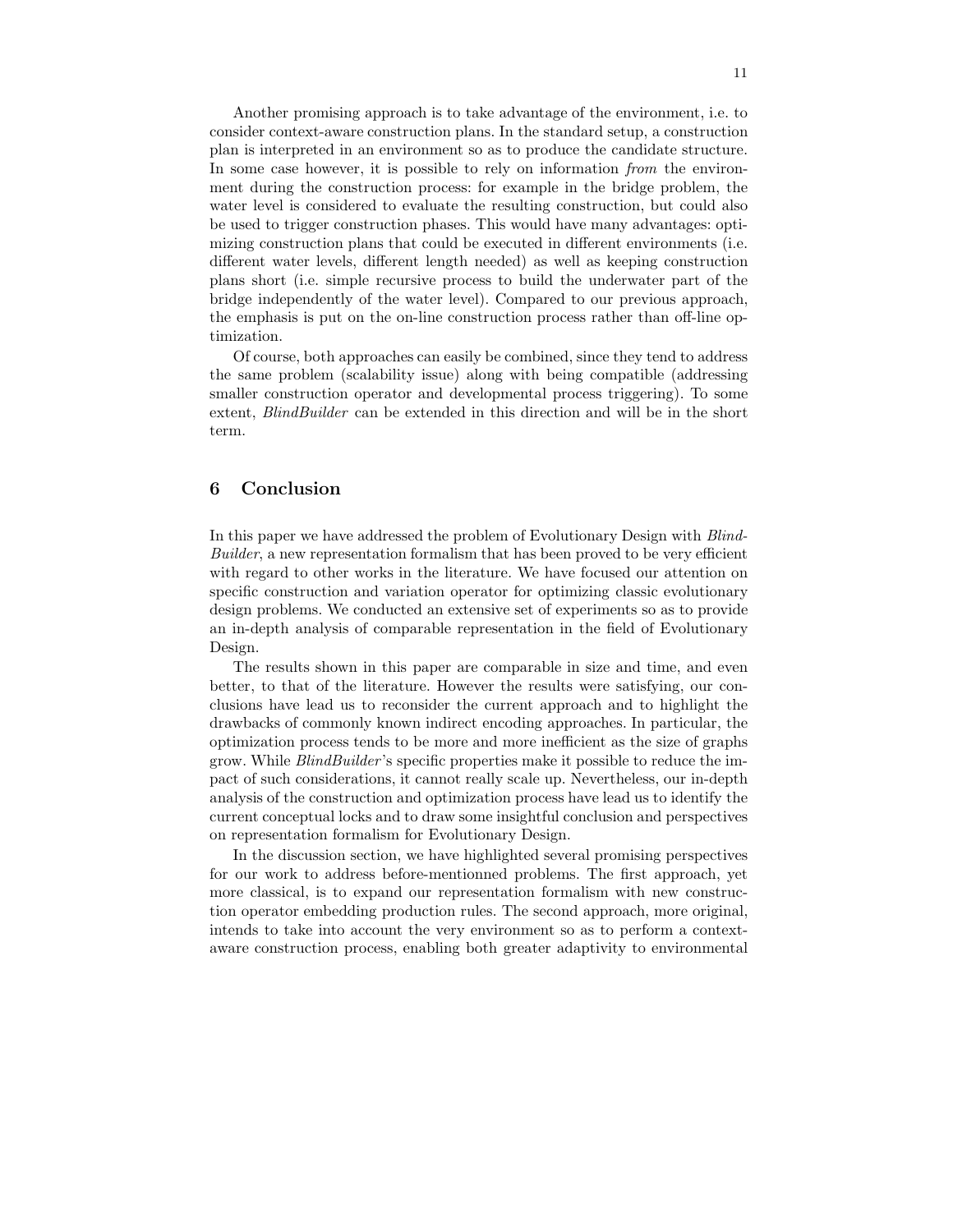Another promising approach is to take advantage of the environment, i.e. to consider context-aware construction plans. In the standard setup, a construction plan is interpreted in an environment so as to produce the candidate structure. In some case however, it is possible to rely on information *from* the environment during the construction process: for example in the bridge problem, the water level is considered to evaluate the resulting construction, but could also be used to trigger construction phases. This would have many advantages: optimizing construction plans that could be executed in different environments (i.e. different water levels, different length needed) as well as keeping construction plans short (i.e. simple recursive process to build the underwater part of the bridge independently of the water level). Compared to our previous approach, the emphasis is put on the on-line construction process rather than off-line optimization.

Of course, both approaches can easily be combined, since they tend to address the same problem (scalability issue) along with being compatible (addressing smaller construction operator and developmental process triggering). To some extent, *BlindBuilder* can be extended in this direction and will be in the short term.

## 6 Conclusion

In this paper we have addressed the problem of Evolutionary Design with *BlindBuilder*, a new representation formalism that has been proved to be very efficient with regard to other works in the literature. We have focused our attention on specific construction and variation operator for optimizing classic evolutionary design problems. We conducted an extensive set of experiments so as to provide an in-depth analysis of comparable representation in the field of Evolutionary Design.

The results shown in this paper are comparable in size and time, and even better, to that of the literature. However the results were satisfying, our conclusions have lead us to reconsider the current approach and to highlight the drawbacks of commonly known indirect encoding approaches. In particular, the optimization process tends to be more and more inefficient as the size of graphs grow. While *BlindBuilder*'s specific properties make it possible to reduce the impact of such considerations, it cannot really scale up. Nevertheless, our in-depth analysis of the construction and optimization process have lead us to identify the current conceptual locks and to draw some insightful conclusion and perspectives on representation formalism for Evolutionary Design.

In the discussion section, we have highlighted several promising perspectives for our work to address before-mentionned problems. The first approach, yet more classical, is to expand our representation formalism with new construction operator embedding production rules. The second approach, more original, intends to take into account the very environment so as to perform a context-aware construction process, enabling both greater adaptivity to environmental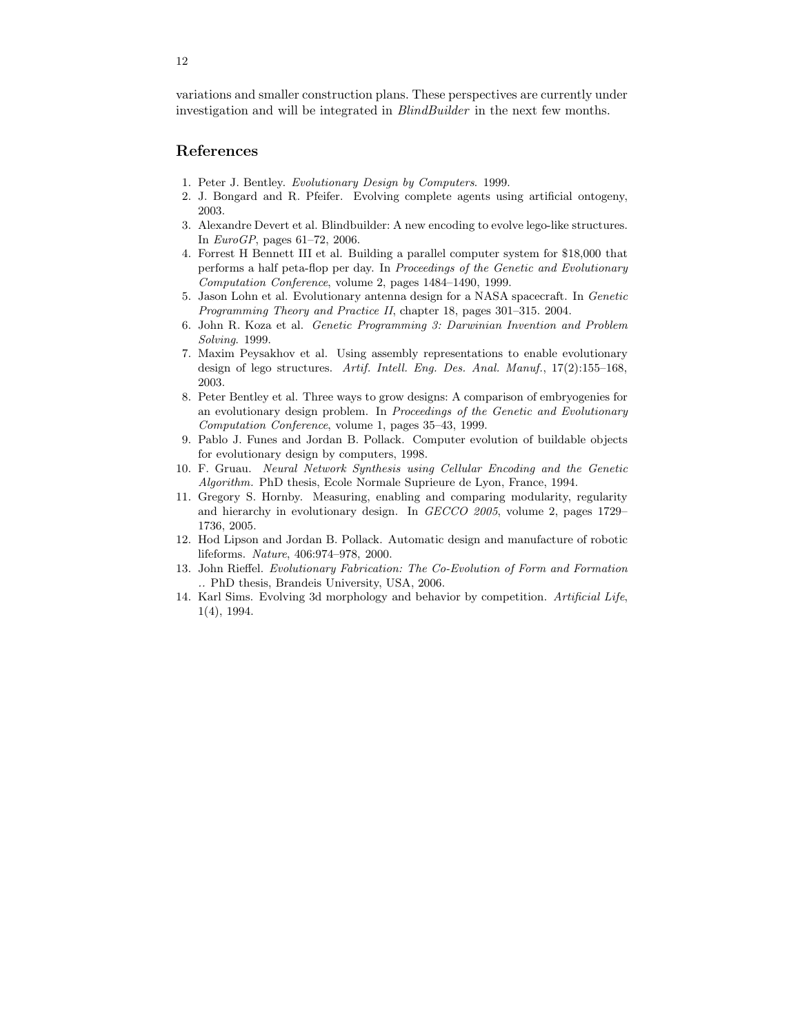variations and smaller construction plans. These perspectives are currently under investigation and will be integrated in *BlindBuilder* in the next few months.

## References

1. Peter J. Bentley. *Evolutionary Design by Computers*. 1999.
2. J. Bongard and R. Pfeifer. Evolving complete agents using artificial ontogeny, 2003.
3. Alexandre Devert et al. Blindbuilder: A new encoding to evolve lego-like structures. In *EuroGP*, pages 61–72, 2006.
4. Forrest H Bennett III et al. Building a parallel computer system for $18,000 that performs a half peta-flop per day. In *Proceedings of the Genetic and Evolutionary Computation Conference*, volume 2, pages 1484–1490, 1999.
5. Jason Lohn et al. Evolutionary antenna design for a NASA spacecraft. In *Genetic Programming Theory and Practice II*, chapter 18, pages 301–315. 2004.
6. John R. Koza et al. *Genetic Programming 3: Darwinian Invention and Problem Solving.* 1999.
7. Maxim Peysakhov et al. Using assembly representations to enable evolutionary design of lego structures. *Artif. Intell. Eng. Des. Anal. Manuf.*, 17(2):155–168, 2003.
8. Peter Bentley et al. Three ways to grow designs: A comparison of embryogenies for an evolutionary design problem. In *Proceedings of the Genetic and Evolutionary Computation Conference*, volume 1, pages 35–43, 1999.
9. Pablo J. Funes and Jordan B. Pollack. Computer evolution of buildable objects for evolutionary design by computers, 1998.
10. F. Gruau. *Neural Network Synthesis using Cellular Encoding and the Genetic Algorithm.* PhD thesis, Ecole Normale Suprieure de Lyon, France, 1994.
11. Gregory S. Hornby. Measuring, enabling and comparing modularity, regularity and hierarchy in evolutionary design. In *GECCO 2005*, volume 2, pages 1729–1736, 2005.
12. Hod Lipson and Jordan B. Pollack. Automatic design and manufacture of robotic lifeforms. *Nature*, 406:974–978, 2000.
13. John Rieffel. *Evolutionary Fabrication: The Co-Evolution of Form and Formation ..* PhD thesis, Brandeis University, USA, 2006.
14. Karl Sims. Evolving 3d morphology and behavior by competition. *Artificial Life*, 1(4), 1994.